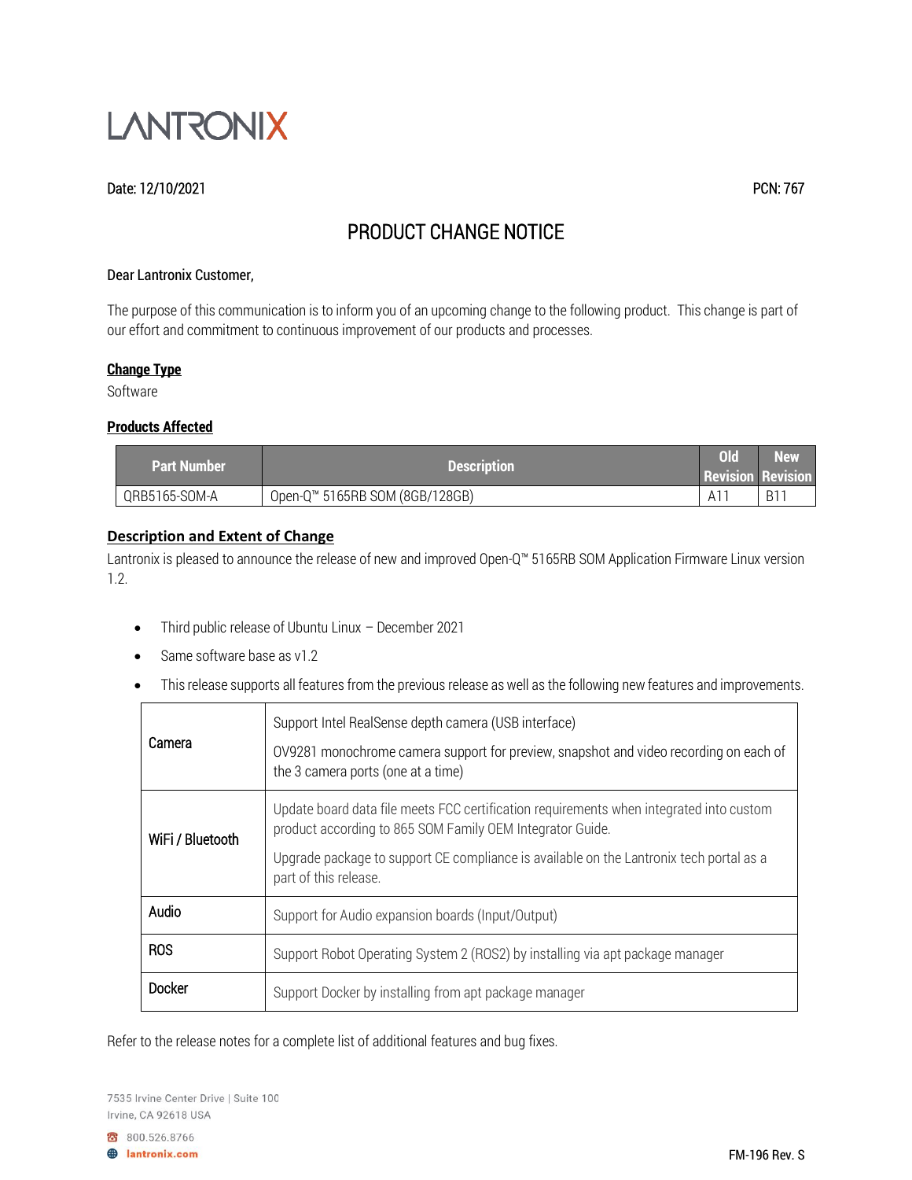# LANTRONIX

Date: 12/10/2021

PCN: 767

## PRODUCT CHANGE NOTICE

Dear Lantronix Customer,

The purpose of this communication is to inform you of an upcoming change to the following product. This change is part of our effort and commitment to continuous improvement of our products and processes.

### Change Type

Software

### Products Affected

| Part Number | Description | Old Revision | New Revision |
|---|---|---|---|
| QRB5165-SOM-A | Open-Q™ 5165RB SOM (8GB/128GB) | A11 | B11 |

### Description and Extent of Change

Lantronix is pleased to announce the release of new and improved Open-Q™ 5165RB SOM Application Firmware Linux version 1.2.

- Third public release of Ubuntu Linux – December 2021
- Same software base as v1.2
- This release supports all features from the previous release as well as the following new features and improvements.

| | |
|---|---|
| Camera | Support Intel RealSense depth camera (USB interface)<br><br>OV9281 monochrome camera support for preview, snapshot and video recording on each of the 3 camera ports (one at a time) |
| WiFi / Bluetooth | Update board data file meets FCC certification requirements when integrated into custom product according to 865 SOM Family OEM Integrator Guide.<br><br>Upgrade package to support CE compliance is available on the Lantronix tech portal as a part of this release. |
| Audio | Support for Audio expansion boards (Input/Output) |
| ROS | Support Robot Operating System 2 (ROS2) by installing via apt package manager |
| Docker | Support Docker by installing from apt package manager |

Refer to the release notes for a complete list of additional features and bug fixes.

7535 Irvine Center Drive | Suite 100
Irvine, CA 92618 USA

800.526.8766

lantronix.com

FM-196 Rev. S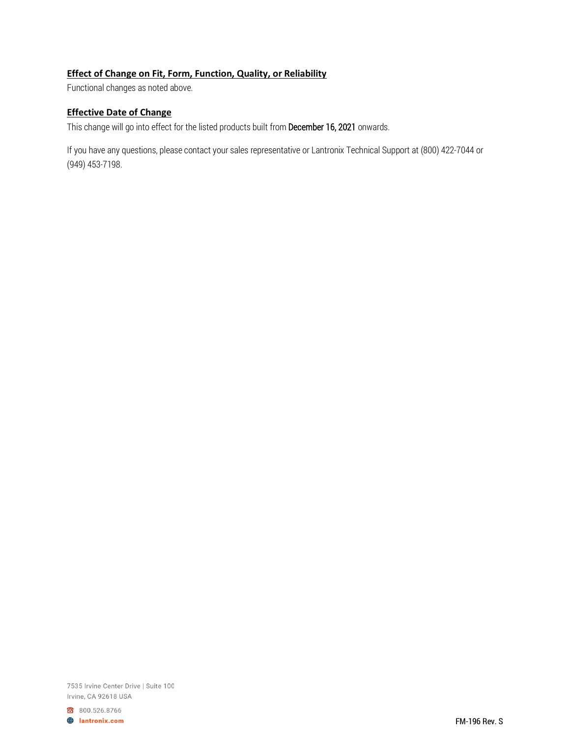## Effect of Change on Fit, Form, Function, Quality, or Reliability

Functional changes as noted above.

## Effective Date of Change

This change will go into effect for the listed products built from **December 16, 2021** onwards.

If you have any questions, please contact your sales representative or Lantronix Technical Support at (800) 422-7044 or (949) 453-7198.

7535 Irvine Center Drive | Suite 100
Irvine, CA 92618 USA

800.526.8766
lantronix.com

FM-196 Rev. S